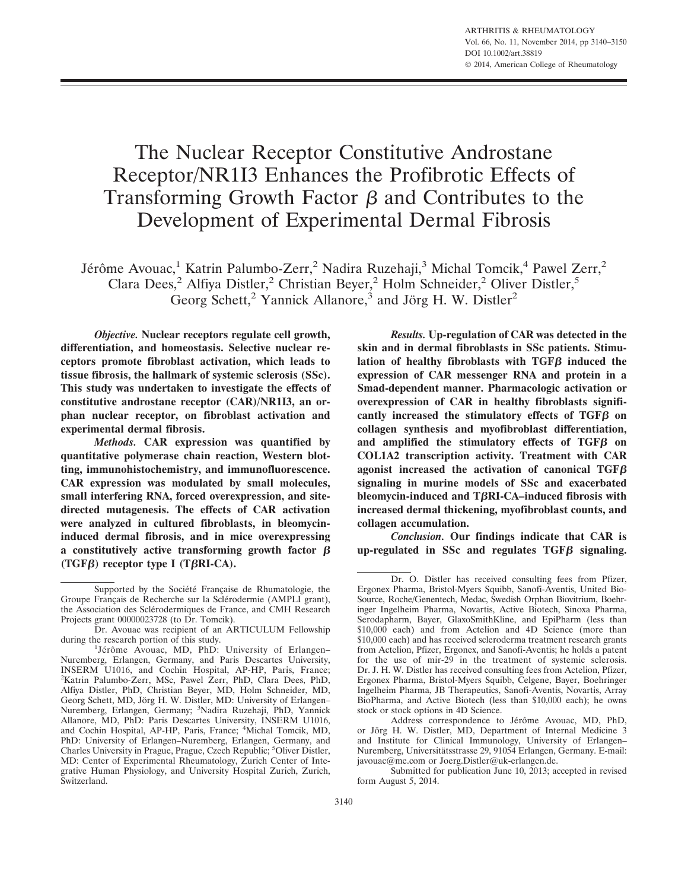# The Nuclear Receptor Constitutive Androstane Receptor/NR1I3 Enhances the Profibrotic Effects of Transforming Growth Factor β and Contributes to the Development of Experimental Dermal Fibrosis

Jérôme Avouac,[1] Katrin Palumbo-Zerr,[2] Nadira Ruzehaji,[3] Michal Tomcik,[4] Pawel Zerr,[2] Clara Dees,[2] Alfiya Distler,[2] Christian Beyer,[2] Holm Schneider,[2] Oliver Distler,[5] Georg Schett,[2] Yannick Allanore,[3] and Jörg H. W. Distler[2]

***Objective.*** **Nuclear receptors regulate cell growth, differentiation, and homeostasis. Selective nuclear receptors promote fibroblast activation, which leads to tissue fibrosis, the hallmark of systemic sclerosis (SSc). This study was undertaken to investigate the effects of constitutive androstane receptor (CAR)/NR1I3, an orphan nuclear receptor, on fibroblast activation and experimental dermal fibrosis.**

***Methods.*** **CAR expression was quantified by quantitative polymerase chain reaction, Western blotting, immunohistochemistry, and immunofluorescence. CAR expression was modulated by small molecules, small interfering RNA, forced overexpression, and site-directed mutagenesis. The effects of CAR activation were analyzed in cultured fibroblasts, in bleomycin-induced dermal fibrosis, and in mice overexpressing a constitutively active transforming growth factor β (TGFβ) receptor type I (TβRI-CA).**

***Results.*** **Up-regulation of CAR was detected in the skin and in dermal fibroblasts in SSc patients. Stimulation of healthy fibroblasts with TGFβ induced the expression of CAR messenger RNA and protein in a Smad-dependent manner. Pharmacologic activation or overexpression of CAR in healthy fibroblasts significantly increased the stimulatory effects of TGFβ on collagen synthesis and myofibroblast differentiation, and amplified the stimulatory effects of TGFβ on COL1A2 transcription activity. Treatment with CAR agonist increased the activation of canonical TGFβ signaling in murine models of SSc and exacerbated bleomycin-induced and TβRI-CA–induced fibrosis with increased dermal thickening, myofibroblast counts, and collagen accumulation.**

***Conclusion.*** **Our findings indicate that CAR is up-regulated in SSc and regulates TGFβ signaling.**

---

Supported by the Société Française de Rhumatologie, the Groupe Français de Recherche sur la Sclérodermie (AMPLI grant), the Association des Sclérodermiques de France, and CMH Research Projects grant 00000023728 (to Dr. Tomcik).

Dr. Avouac was recipient of an ARTICULUM Fellowship during the research portion of this study.

[1]Jérôme Avouac, MD, PhD: University of Erlangen–Nuremberg, Erlangen, Germany, and Paris Descartes University, INSERM U1016, and Cochin Hospital, AP-HP, Paris, France; [2]Katrin Palumbo-Zerr, MSc, Pawel Zerr, PhD, Clara Dees, PhD, Alfiya Distler, PhD, Christian Beyer, MD, Holm Schneider, MD, Georg Schett, MD, Jörg H. W. Distler, MD: University of Erlangen–Nuremberg, Erlangen, Germany; [3]Nadira Ruzehaji, PhD, Yannick Allanore, MD, PhD: Paris Descartes University, INSERM U1016, and Cochin Hospital, AP-HP, Paris, France; [4]Michal Tomcik, MD, PhD: University of Erlangen–Nuremberg, Erlangen, Germany, and Charles University in Prague, Prague, Czech Republic; [5]Oliver Distler, MD: Center of Experimental Rheumatology, Zurich Center of Integrative Human Physiology, and University Hospital Zurich, Zurich, Switzerland.

Dr. O. Distler has received consulting fees from Pfizer, Ergonex Pharma, Bristol-Myers Squibb, Sanofi-Aventis, United BioSource, Roche/Genentech, Medac, Swedish Orphan Biovitrium, Boehringer Ingelheim Pharma, Novartis, Active Biotech, Sinoxa Pharma, Serodapharm, Bayer, GlaxoSmithKline, and EpiPharm (less than \$10,000 each) and from Actelion and 4D Science (more than \$10,000 each) and has received scleroderma treatment research grants from Actelion, Pfizer, Ergonex, and Sanofi-Aventis; he holds a patent for the use of mir-29 in the treatment of systemic sclerosis. Dr. J. H. W. Distler has received consulting fees from Actelion, Pfizer, Ergonex Pharma, Bristol-Myers Squibb, Celgene, Bayer, Boehringer Ingelheim Pharma, JB Therapeutics, Sanofi-Aventis, Novartis, Array BioPharma, and Active Biotech (less than \$10,000 each); he owns stock or stock options in 4D Science.

Address correspondence to Jérôme Avouac, MD, PhD, or Jörg H. W. Distler, MD, Department of Internal Medicine 3 and Institute for Clinical Immunology, University of Erlangen–Nuremberg, Universitätsstrasse 29, 91054 Erlangen, Germany. E-mail: javouac@me.com or Joerg.Distler@uk-erlangen.de.

Submitted for publication June 10, 2013; accepted in revised form August 5, 2014.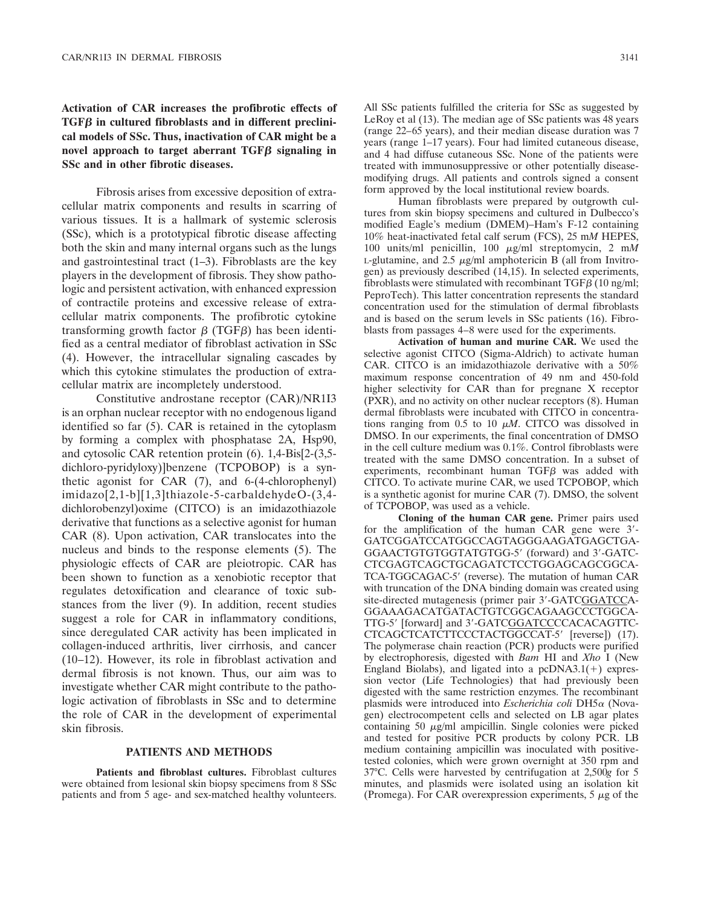**Activation of CAR increases the profibrotic effects of TGFβ in cultured fibroblasts and in different preclinical models of SSc. Thus, inactivation of CAR might be a novel approach to target aberrant TGFβ signaling in SSc and in other fibrotic diseases.**

Fibrosis arises from excessive deposition of extracellular matrix components and results in scarring of various tissues. It is a hallmark of systemic sclerosis (SSc), which is a prototypical fibrotic disease affecting both the skin and many internal organs such as the lungs and gastrointestinal tract (1–3). Fibroblasts are the key players in the development of fibrosis. They show pathologic and persistent activation, with enhanced expression of contractile proteins and excessive release of extracellular matrix components. The profibrotic cytokine transforming growth factor β (TGFβ) has been identified as a central mediator of fibroblast activation in SSc (4). However, the intracellular signaling cascades by which this cytokine stimulates the production of extracellular matrix are incompletely understood.

Constitutive androstane receptor (CAR)/NR1I3 is an orphan nuclear receptor with no endogenous ligand identified so far (5). CAR is retained in the cytoplasm by forming a complex with phosphatase 2A, Hsp90, and cytosolic CAR retention protein (6). 1,4-Bis[2-(3,5-dichloro-pyridyloxy)]benzene (TCPOBOP) is a synthetic agonist for CAR (7), and 6-(4-chlorophenyl) imidazo[2,1-b][1,3]thiazole-5-carbaldehydeO-(3,4-dichlorobenzyl)oxime (CITCO) is an imidazothiazole derivative that functions as a selective agonist for human CAR (8). Upon activation, CAR translocates into the nucleus and binds to the response elements (5). The physiologic effects of CAR are pleiotropic. CAR has been shown to function as a xenobiotic receptor that regulates detoxification and clearance of toxic substances from the liver (9). In addition, recent studies suggest a role for CAR in inflammatory conditions, since deregulated CAR activity has been implicated in collagen-induced arthritis, liver cirrhosis, and cancer (10–12). However, its role in fibroblast activation and dermal fibrosis is not known. Thus, our aim was to investigate whether CAR might contribute to the pathologic activation of fibroblasts in SSc and to determine the role of CAR in the development of experimental skin fibrosis.

## PATIENTS AND METHODS

**Patients and fibroblast cultures.** Fibroblast cultures were obtained from lesional skin biopsy specimens from 8 SSc patients and from 5 age- and sex-matched healthy volunteers. All SSc patients fulfilled the criteria for SSc as suggested by LeRoy et al (13). The median age of SSc patients was 48 years (range 22–65 years), and their median disease duration was 7 years (range 1–17 years). Four had limited cutaneous disease, and 4 had diffuse cutaneous SSc. None of the patients were treated with immunosuppressive or other potentially disease-modifying drugs. All patients and controls signed a consent form approved by the local institutional review boards.

Human fibroblasts were prepared by outgrowth cultures from skin biopsy specimens and cultured in Dulbecco's modified Eagle's medium (DMEM)–Ham's F-12 containing 10% heat-inactivated fetal calf serum (FCS), 25 m*M* HEPES, 100 units/ml penicillin, 100 μg/ml streptomycin, 2 m*M* L-glutamine, and 2.5 μg/ml amphotericin B (all from Invitrogen) as previously described (14,15). In selected experiments, fibroblasts were stimulated with recombinant TGFβ (10 ng/ml; PeproTech). This latter concentration represents the standard concentration used for the stimulation of dermal fibroblasts and is based on the serum levels in SSc patients (16). Fibroblasts from passages 4–8 were used for the experiments.

**Activation of human and murine CAR.** We used the selective agonist CITCO (Sigma-Aldrich) to activate human CAR. CITCO is an imidazothiazole derivative with a 50% maximum response concentration of 49 nm and 450-fold higher selectivity for CAR than for pregnane X receptor (PXR), and no activity on other nuclear receptors (8). Human dermal fibroblasts were incubated with CITCO in concentrations ranging from 0.5 to 10 μ*M*. CITCO was dissolved in DMSO. In our experiments, the final concentration of DMSO in the cell culture medium was 0.1%. Control fibroblasts were treated with the same DMSO concentration. In a subset of experiments, recombinant human TGFβ was added with CITCO. To activate murine CAR, we used TCPOBOP, which is a synthetic agonist for murine CAR (7). DMSO, the solvent of TCPOBOP, was used as a vehicle.

**Cloning of the human CAR gene.** Primer pairs used for the amplification of the human CAR gene were 3′-GATCGGATCCATGGCCAGTAGGGAAGATGAGCTGA-GGAACTGTGTGGTATGTGG-5′ (forward) and 3′-GATC-CTCGAGTCAGCTGCAGATCTCCTGGAGCAGCGGCA-TCA-TGGCAGAC-5′ (reverse). The mutation of human CAR with truncation of the DNA binding domain was created using site-directed mutagenesis (primer pair 3′-GATCGGATCCA-GGAAAGACATGATACTGTCGGCAGAAGCCCTGGCA-TTG-5′ [forward] and 3′-GATCGGATCCCCACACAGTTC-CTCAGCTCATCTTCCCTACTGGCCAT-5′ [reverse]) (17). The polymerase chain reaction (PCR) products were purified by electrophoresis, digested with *Bam* HI and *Xho* I (New England Biolabs), and ligated into a pcDNA3.1(+) expression vector (Life Technologies) that had previously been digested with the same restriction enzymes. The recombinant plasmids were introduced into *Escherichia coli* DH5α (Novagen) electrocompetent cells and selected on LB agar plates containing 50 μg/ml ampicillin. Single colonies were picked and tested for positive PCR products by colony PCR. LB medium containing ampicillin was inoculated with positive-tested colonies, which were grown overnight at 350 rpm and 37°C. Cells were harvested by centrifugation at 2,500*g* for 5 minutes, and plasmids were isolated using an isolation kit (Promega). For CAR overexpression experiments, 5 μg of the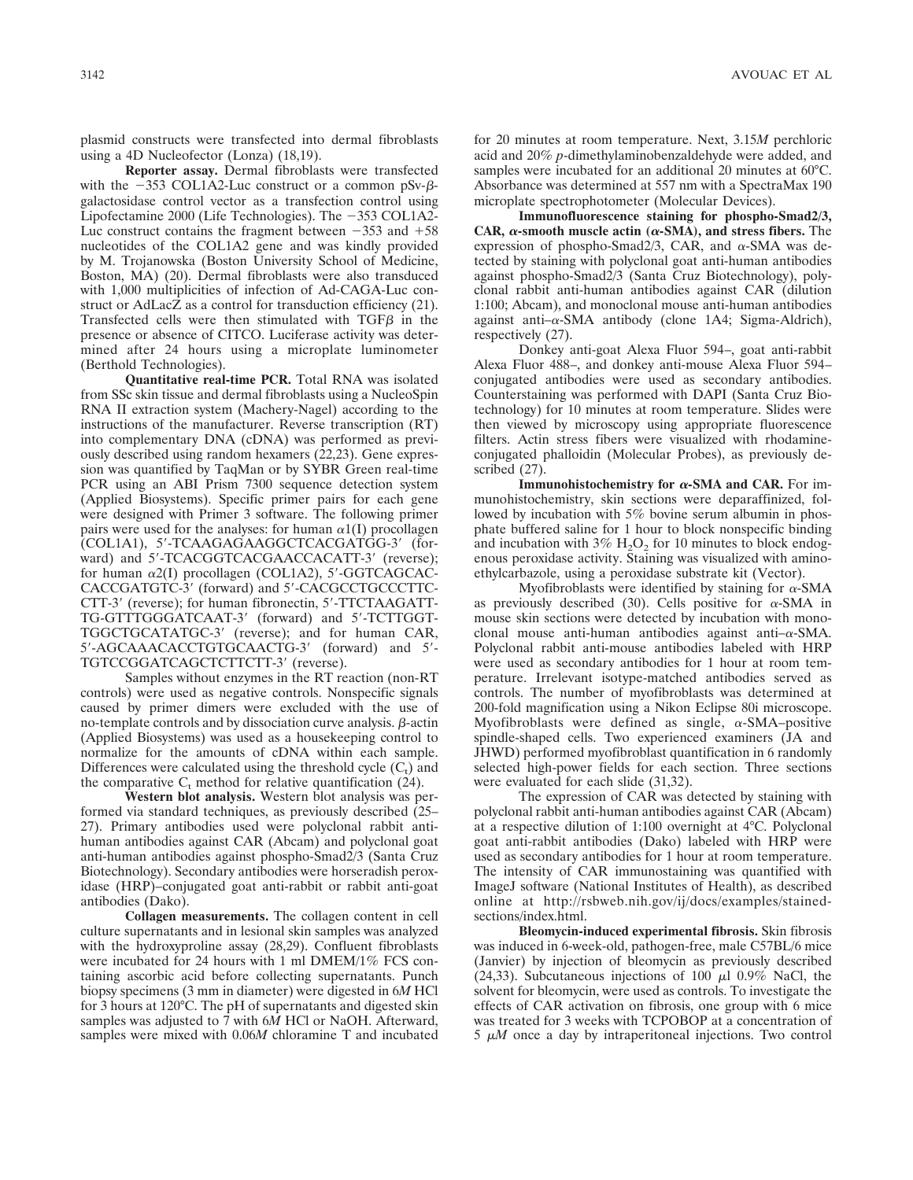plasmid constructs were transfected into dermal fibroblasts using a 4D Nucleofector (Lonza) (18,19).

**Reporter assay.** Dermal fibroblasts were transfected with the −353 COL1A2-Luc construct or a common pSv-β-galactosidase control vector as a transfection control using Lipofectamine 2000 (Life Technologies). The −353 COL1A2-Luc construct contains the fragment between −353 and +58 nucleotides of the COL1A2 gene and was kindly provided by M. Trojanowska (Boston University School of Medicine, Boston, MA) (20). Dermal fibroblasts were also transduced with 1,000 multiplicities of infection of Ad-CAGA-Luc construct or AdLacZ as a control for transduction efficiency (21). Transfected cells were then stimulated with TGFβ in the presence or absence of CITCO. Luciferase activity was determined after 24 hours using a microplate luminometer (Berthold Technologies).

**Quantitative real-time PCR.** Total RNA was isolated from SSc skin tissue and dermal fibroblasts using a NucleoSpin RNA II extraction system (Machery-Nagel) according to the instructions of the manufacturer. Reverse transcription (RT) into complementary DNA (cDNA) was performed as previously described using random hexamers (22,23). Gene expression was quantified by TaqMan or by SYBR Green real-time PCR using an ABI Prism 7300 sequence detection system (Applied Biosystems). Specific primer pairs for each gene were designed with Primer 3 software. The following primer pairs were used for the analyses: for human α1(I) procollagen (COL1A1), 5′-TCAAGAGAAGGCTCACGATGG-3′ (forward) and 5′-TCACGGTCACGAACCACATT-3′ (reverse); for human α2(I) procollagen (COL1A2), 5′-GGTCAGCACCACCGATGTC-3′ (forward) and 5′-CACGCCTGCCCTTCCTT-3′ (reverse); for human fibronectin, 5′-TTCTAAGATTTG-GTTTGGGATCAAT-3′ (forward) and 5′-TCTTGGTTGGCTGCATATGC-3′ (reverse); and for human CAR, 5′-AGCAAACACCTGTGCAACTG-3′ (forward) and 5′-TGTCCGGATCAGCTCTTCTT-3′ (reverse).

Samples without enzymes in the RT reaction (non-RT controls) were used as negative controls. Nonspecific signals caused by primer dimers were excluded with the use of no-template controls and by dissociation curve analysis. β-actin (Applied Biosystems) was used as a housekeeping control to normalize for the amounts of cDNA within each sample. Differences were calculated using the threshold cycle ($C_t$) and the comparative $C_t$ method for relative quantification (24).

**Western blot analysis.** Western blot analysis was performed via standard techniques, as previously described (25–27). Primary antibodies used were polyclonal rabbit anti-human antibodies against CAR (Abcam) and polyclonal goat anti-human antibodies against phospho-Smad2/3 (Santa Cruz Biotechnology). Secondary antibodies were horseradish peroxidase (HRP)–conjugated goat anti-rabbit or rabbit anti-goat antibodies (Dako).

**Collagen measurements.** The collagen content in cell culture supernatants and in lesional skin samples was analyzed with the hydroxyproline assay (28,29). Confluent fibroblasts were incubated for 24 hours with 1 ml DMEM/1% FCS containing ascorbic acid before collecting supernatants. Punch biopsy specimens (3 mm in diameter) were digested in 6*M* HCl for 3 hours at 120°C. The pH of supernatants and digested skin samples was adjusted to 7 with 6*M* HCl or NaOH. Afterward, samples were mixed with 0.06*M* chloramine T and incubated for 20 minutes at room temperature. Next, 3.15*M* perchloric acid and 20% *p*-dimethylaminobenzaldehyde were added, and samples were incubated for an additional 20 minutes at 60°C. Absorbance was determined at 557 nm with a SpectraMax 190 microplate spectrophotometer (Molecular Devices).

**Immunofluorescence staining for phospho-Smad2/3, CAR, α-smooth muscle actin (α-SMA), and stress fibers.** The expression of phospho-Smad2/3, CAR, and α-SMA was detected by staining with polyclonal goat anti-human antibodies against phospho-Smad2/3 (Santa Cruz Biotechnology), polyclonal rabbit anti-human antibodies against CAR (dilution 1:100; Abcam), and monoclonal mouse anti-human antibodies against anti–α-SMA antibody (clone 1A4; Sigma-Aldrich), respectively (27).

Donkey anti-goat Alexa Fluor 594–, goat anti-rabbit Alexa Fluor 488–, and donkey anti-mouse Alexa Fluor 594–conjugated antibodies were used as secondary antibodies. Counterstaining was performed with DAPI (Santa Cruz Biotechnology) for 10 minutes at room temperature. Slides were then viewed by microscopy using appropriate fluorescence filters. Actin stress fibers were visualized with rhodamine-conjugated phalloidin (Molecular Probes), as previously described (27).

**Immunohistochemistry for α-SMA and CAR.** For immunohistochemistry, skin sections were deparaffinized, followed by incubation with 5% bovine serum albumin in phosphate buffered saline for 1 hour to block nonspecific binding and incubation with 3% $H_2O_2$ for 10 minutes to block endogenous peroxidase activity. Staining was visualized with aminoethylcarbazole, using a peroxidase substrate kit (Vector).

Myofibroblasts were identified by staining for α-SMA as previously described (30). Cells positive for α-SMA in mouse skin sections were detected by incubation with monoclonal mouse anti-human antibodies against anti–α-SMA. Polyclonal rabbit anti-mouse antibodies labeled with HRP were used as secondary antibodies for 1 hour at room temperature. Irrelevant isotype-matched antibodies served as controls. The number of myofibroblasts was determined at 200-fold magnification using a Nikon Eclipse 80i microscope. Myofibroblasts were defined as single, α-SMA–positive spindle-shaped cells. Two experienced examiners (JA and JHWD) performed myofibroblast quantification in 6 randomly selected high-power fields for each section. Three sections were evaluated for each slide (31,32).

The expression of CAR was detected by staining with polyclonal rabbit anti-human antibodies against CAR (Abcam) at a respective dilution of 1:100 overnight at 4°C. Polyclonal goat anti-rabbit antibodies (Dako) labeled with HRP were used as secondary antibodies for 1 hour at room temperature. The intensity of CAR immunostaining was quantified with ImageJ software (National Institutes of Health), as described online at http://rsbweb.nih.gov/ij/docs/examples/stained-sections/index.html.

**Bleomycin-induced experimental fibrosis.** Skin fibrosis was induced in 6-week-old, pathogen-free, male C57BL/6 mice (Janvier) by injection of bleomycin as previously described (24,33). Subcutaneous injections of 100 μl 0.9% NaCl, the solvent for bleomycin, were used as controls. To investigate the effects of CAR activation on fibrosis, one group with 6 mice was treated for 3 weeks with TCPOBOP at a concentration of 5 μ*M* once a day by intraperitoneal injections. Two control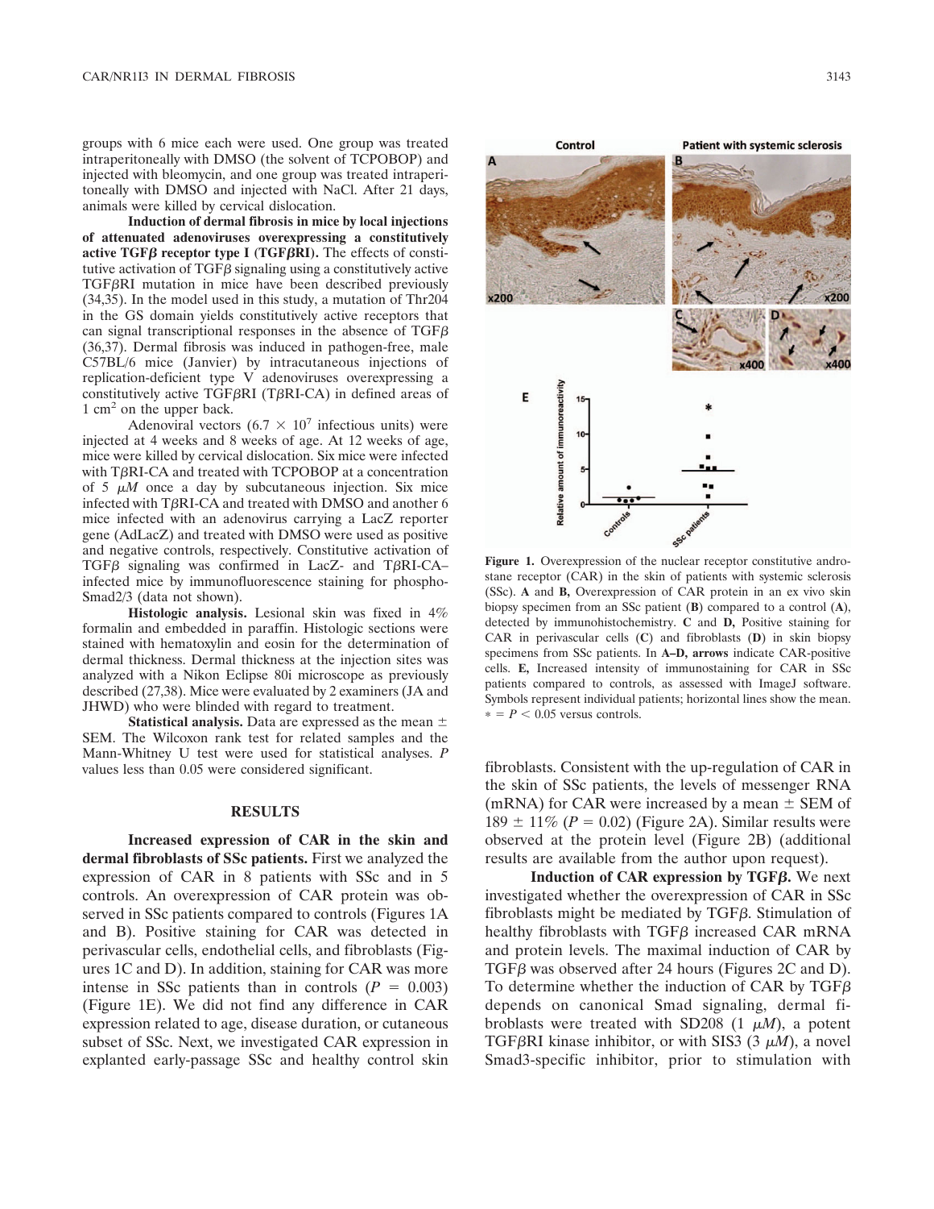groups with 6 mice each were used. One group was treated intraperitoneally with DMSO (the solvent of TCPOBOP) and injected with bleomycin, and one group was treated intraperitoneally with DMSO and injected with NaCl. After 21 days, animals were killed by cervical dislocation.

**Induction of dermal fibrosis in mice by local injections of attenuated adenoviruses overexpressing a constitutively active TGFβ receptor type I (TGFβRI).** The effects of constitutive activation of TGFβ signaling using a constitutively active TGFβRI mutation in mice have been described previously (34,35). In the model used in this study, a mutation of Thr204 in the GS domain yields constitutively active receptors that can signal transcriptional responses in the absence of TGFβ (36,37). Dermal fibrosis was induced in pathogen-free, male C57BL/6 mice (Janvier) by intracutaneous injections of replication-deficient type V adenoviruses overexpressing a constitutively active TGFβRI (TβRI-CA) in defined areas of 1 $cm^2$ on the upper back.

Adenoviral vectors ($6.7 \times 10^7$ infectious units) were injected at 4 weeks and 8 weeks of age. At 12 weeks of age, mice were killed by cervical dislocation. Six mice were infected with TβRI-CA and treated with TCPOBOP at a concentration of 5 $\mu M$ once a day by subcutaneous injection. Six mice infected with TβRI-CA and treated with DMSO and another 6 mice infected with an adenovirus carrying a LacZ reporter gene (AdLacZ) and treated with DMSO were used as positive and negative controls, respectively. Constitutive activation of TGFβ signaling was confirmed in LacZ- and TβRI-CA–infected mice by immunofluorescence staining for phospho-Smad2/3 (data not shown).

**Histologic analysis.** Lesional skin was fixed in 4% formalin and embedded in paraffin. Histologic sections were stained with hematoxylin and eosin for the determination of dermal thickness. Dermal thickness at the injection sites was analyzed with a Nikon Eclipse 80i microscope as previously described (27,38). Mice were evaluated by 2 examiners (JA and JHWD) who were blinded with regard to treatment.

**Statistical analysis.** Data are expressed as the mean ± SEM. The Wilcoxon rank test for related samples and the Mann-Whitney U test were used for statistical analyses. *P* values less than 0.05 were considered significant.

## RESULTS

**Increased expression of CAR in the skin and dermal fibroblasts of SSc patients.** First we analyzed the expression of CAR in 8 patients with SSc and in 5 controls. An overexpression of CAR protein was observed in SSc patients compared to controls (Figures 1A and B). Positive staining for CAR was detected in perivascular cells, endothelial cells, and fibroblasts (Figures 1C and D). In addition, staining for CAR was more intense in SSc patients than in controls ($P = 0.003$) (Figure 1E). We did not find any difference in CAR expression related to age, disease duration, or cutaneous subset of SSc. Next, we investigated CAR expression in explanted early-passage SSc and healthy control skin fibroblasts. Consistent with the up-regulation of CAR in the skin of SSc patients, the levels of messenger RNA (mRNA) for CAR were increased by a mean ± SEM of 189 ± 11% ($P = 0.02$) (Figure 2A). Similar results were observed at the protein level (Figure 2B) (additional results are available from the author upon request).

**Figure 1.** Overexpression of the nuclear receptor constitutive androstane receptor (CAR) in the skin of patients with systemic sclerosis (SSc). **A** and **B,** Overexpression of CAR protein in an ex vivo skin biopsy specimen from an SSc patient (**B**) compared to a control (**A**), detected by immunohistochemistry. **C** and **D,** Positive staining for CAR in perivascular cells (**C**) and fibroblasts (**D**) in skin biopsy specimens from SSc patients. In **A–D, arrows** indicate CAR-positive cells. **E,** Increased intensity of immunostaining for CAR in SSc patients compared to controls, as assessed with ImageJ software. Symbols represent individual patients; horizontal lines show the mean. * = $P < 0.05$ versus controls.

**Induction of CAR expression by TGFβ.** We next investigated whether the overexpression of CAR in SSc fibroblasts might be mediated by TGFβ. Stimulation of healthy fibroblasts with TGFβ increased CAR mRNA and protein levels. The maximal induction of CAR by TGFβ was observed after 24 hours (Figures 2C and D). To determine whether the induction of CAR by TGFβ depends on canonical Smad signaling, dermal fibroblasts were treated with SD208 (1 $\mu M$), a potent TGFβRI kinase inhibitor, or with SIS3 (3 $\mu M$), a novel Smad3-specific inhibitor, prior to stimulation with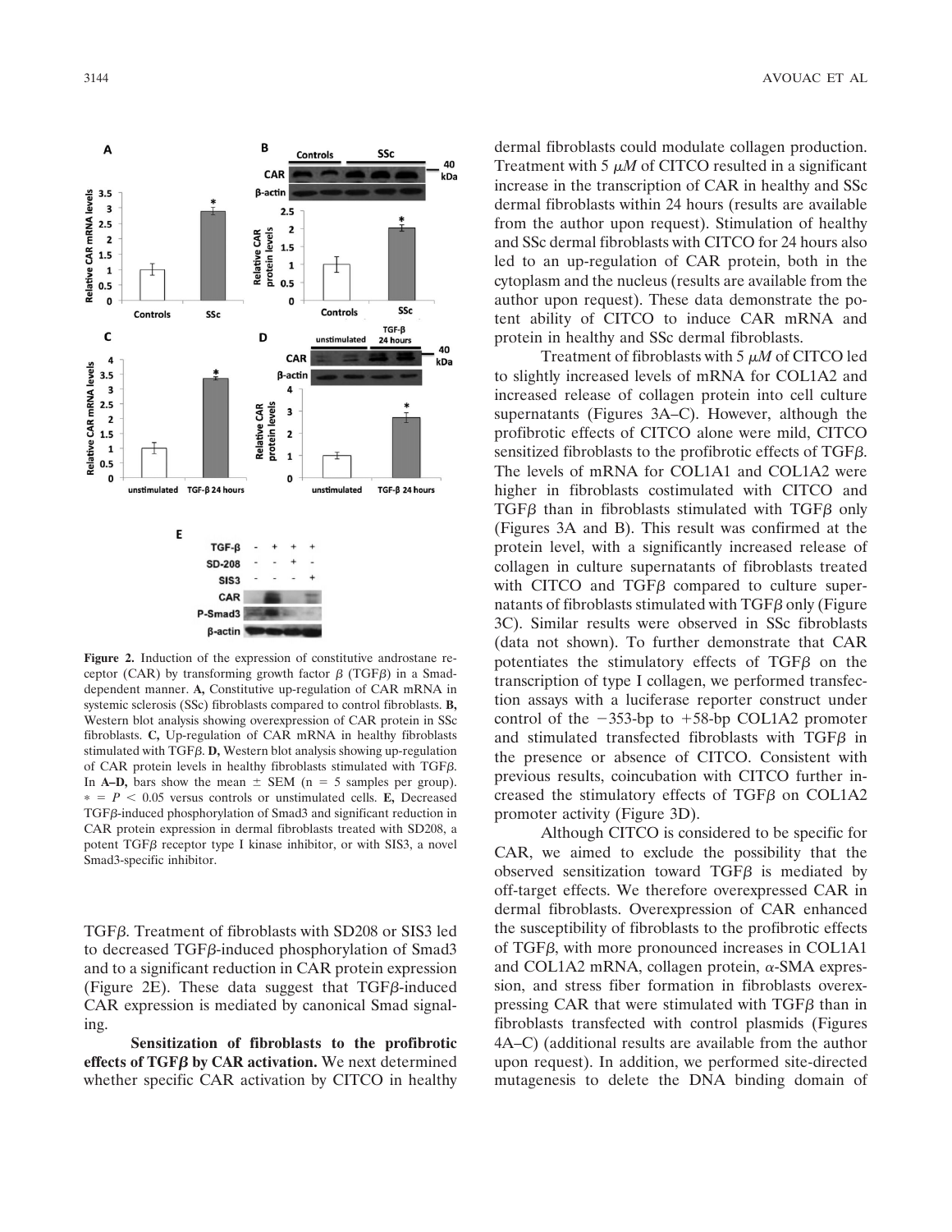**Figure 2.** Induction of the expression of constitutive androstane receptor (CAR) by transforming growth factor β (TGFβ) in a Smad-dependent manner. **A,** Constitutive up-regulation of CAR mRNA in systemic sclerosis (SSc) fibroblasts compared to control fibroblasts. **B,** Western blot analysis showing overexpression of CAR protein in SSc fibroblasts. **C,** Up-regulation of CAR mRNA in healthy fibroblasts stimulated with TGFβ. **D,** Western blot analysis showing up-regulation of CAR protein levels in healthy fibroblasts stimulated with TGFβ. In **A–D,** bars show the mean ± SEM (n = 5 samples per group). * = $P < 0.05$ versus controls or unstimulated cells. **E,** Decreased TGFβ-induced phosphorylation of Smad3 and significant reduction in CAR protein expression in dermal fibroblasts treated with SD208, a potent TGFβ receptor type I kinase inhibitor, or with SIS3, a novel Smad3-specific inhibitor.

TGFβ. Treatment of fibroblasts with SD208 or SIS3 led to decreased TGFβ-induced phosphorylation of Smad3 and to a significant reduction in CAR protein expression (Figure 2E). These data suggest that TGFβ-induced CAR expression is mediated by canonical Smad signaling.

**Sensitization of fibroblasts to the profibrotic effects of TGFβ by CAR activation.** We next determined whether specific CAR activation by CITCO in healthy dermal fibroblasts could modulate collagen production. Treatment with 5 $\mu M$ of CITCO resulted in a significant increase in the transcription of CAR in healthy and SSc dermal fibroblasts within 24 hours (results are available from the author upon request). Stimulation of healthy and SSc dermal fibroblasts with CITCO for 24 hours also led to an up-regulation of CAR protein, both in the cytoplasm and the nucleus (results are available from the author upon request). These data demonstrate the potent ability of CITCO to induce CAR mRNA and protein in healthy and SSc dermal fibroblasts.

Treatment of fibroblasts with 5 $\mu M$ of CITCO led to slightly increased levels of mRNA for COL1A2 and increased release of collagen protein into cell culture supernatants (Figures 3A–C). However, although the profibrotic effects of CITCO alone were mild, CITCO sensitized fibroblasts to the profibrotic effects of TGFβ. The levels of mRNA for COL1A1 and COL1A2 were higher in fibroblasts costimulated with CITCO and TGFβ than in fibroblasts stimulated with TGFβ only (Figures 3A and B). This result was confirmed at the protein level, with a significantly increased release of collagen in culture supernatants of fibroblasts treated with CITCO and TGFβ compared to culture supernatants of fibroblasts stimulated with TGFβ only (Figure 3C). Similar results were observed in SSc fibroblasts (data not shown). To further demonstrate that CAR potentiates the stimulatory effects of TGFβ on the transcription of type I collagen, we performed transfection assays with a luciferase reporter construct under control of the −353-bp to +58-bp COL1A2 promoter and stimulated transfected fibroblasts with TGFβ in the presence or absence of CITCO. Consistent with previous results, coincubation with CITCO further increased the stimulatory effects of TGFβ on COL1A2 promoter activity (Figure 3D).

Although CITCO is considered to be specific for CAR, we aimed to exclude the possibility that the observed sensitization toward TGFβ is mediated by off-target effects. We therefore overexpressed CAR in dermal fibroblasts. Overexpression of CAR enhanced the susceptibility of fibroblasts to the profibrotic effects of TGFβ, with more pronounced increases in COL1A1 and COL1A2 mRNA, collagen protein, α-SMA expression, and stress fiber formation in fibroblasts overexpressing CAR that were stimulated with TGFβ than in fibroblasts transfected with control plasmids (Figures 4A–C) (additional results are available from the author upon request). In addition, we performed site-directed mutagenesis to delete the DNA binding domain of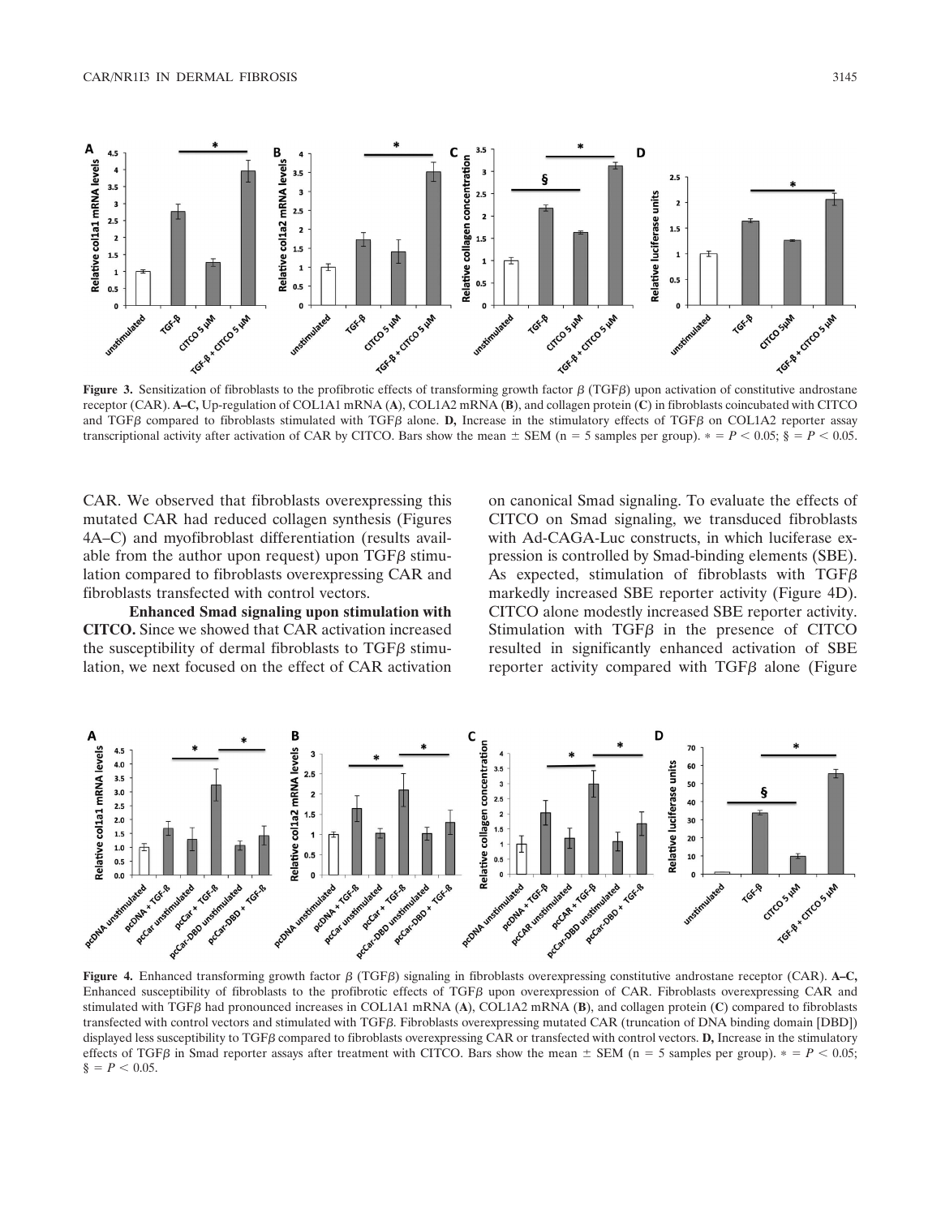**Figure 3.** Sensitization of fibroblasts to the profibrotic effects of transforming growth factor β (TGFβ) upon activation of constitutive androstane receptor (CAR). **A–C,** Up-regulation of COL1A1 mRNA (**A**), COL1A2 mRNA (**B**), and collagen protein (**C**) in fibroblasts coincubated with CITCO and TGFβ compared to fibroblasts stimulated with TGFβ alone. **D,** Increase in the stimulatory effects of TGFβ on COL1A2 reporter assay transcriptional activity after activation of CAR by CITCO. Bars show the mean ± SEM (n = 5 samples per group). * = $P < 0.05$; § = $P < 0.05$.

CAR. We observed that fibroblasts overexpressing this mutated CAR had reduced collagen synthesis (Figures 4A–C) and myofibroblast differentiation (results available from the author upon request) upon TGFβ stimulation compared to fibroblasts overexpressing CAR and fibroblasts transfected with control vectors.

**Enhanced Smad signaling upon stimulation with CITCO.** Since we showed that CAR activation increased the susceptibility of dermal fibroblasts to TGFβ stimulation, we next focused on the effect of CAR activation on canonical Smad signaling. To evaluate the effects of CITCO on Smad signaling, we transduced fibroblasts with Ad-CAGA-Luc constructs, in which luciferase expression is controlled by Smad-binding elements (SBE). As expected, stimulation of fibroblasts with TGFβ markedly increased SBE reporter activity (Figure 4D). CITCO alone modestly increased SBE reporter activity. Stimulation with TGFβ in the presence of CITCO resulted in significantly enhanced activation of SBE reporter activity compared with TGFβ alone (Figure

**Figure 4.** Enhanced transforming growth factor β (TGFβ) signaling in fibroblasts overexpressing constitutive androstane receptor (CAR). **A–C,** Enhanced susceptibility of fibroblasts to the profibrotic effects of TGFβ upon overexpression of CAR. Fibroblasts overexpressing CAR and stimulated with TGFβ had pronounced increases in COL1A1 mRNA (**A**), COL1A2 mRNA (**B**), and collagen protein (**C**) compared to fibroblasts transfected with control vectors and stimulated with TGFβ. Fibroblasts overexpressing mutated CAR (truncation of DNA binding domain [DBD]) displayed less susceptibility to TGFβ compared to fibroblasts overexpressing CAR or transfected with control vectors. **D,** Increase in the stimulatory effects of TGFβ in Smad reporter assays after treatment with CITCO. Bars show the mean ± SEM (n = 5 samples per group). * = $P < 0.05$; § = $P < 0.05$.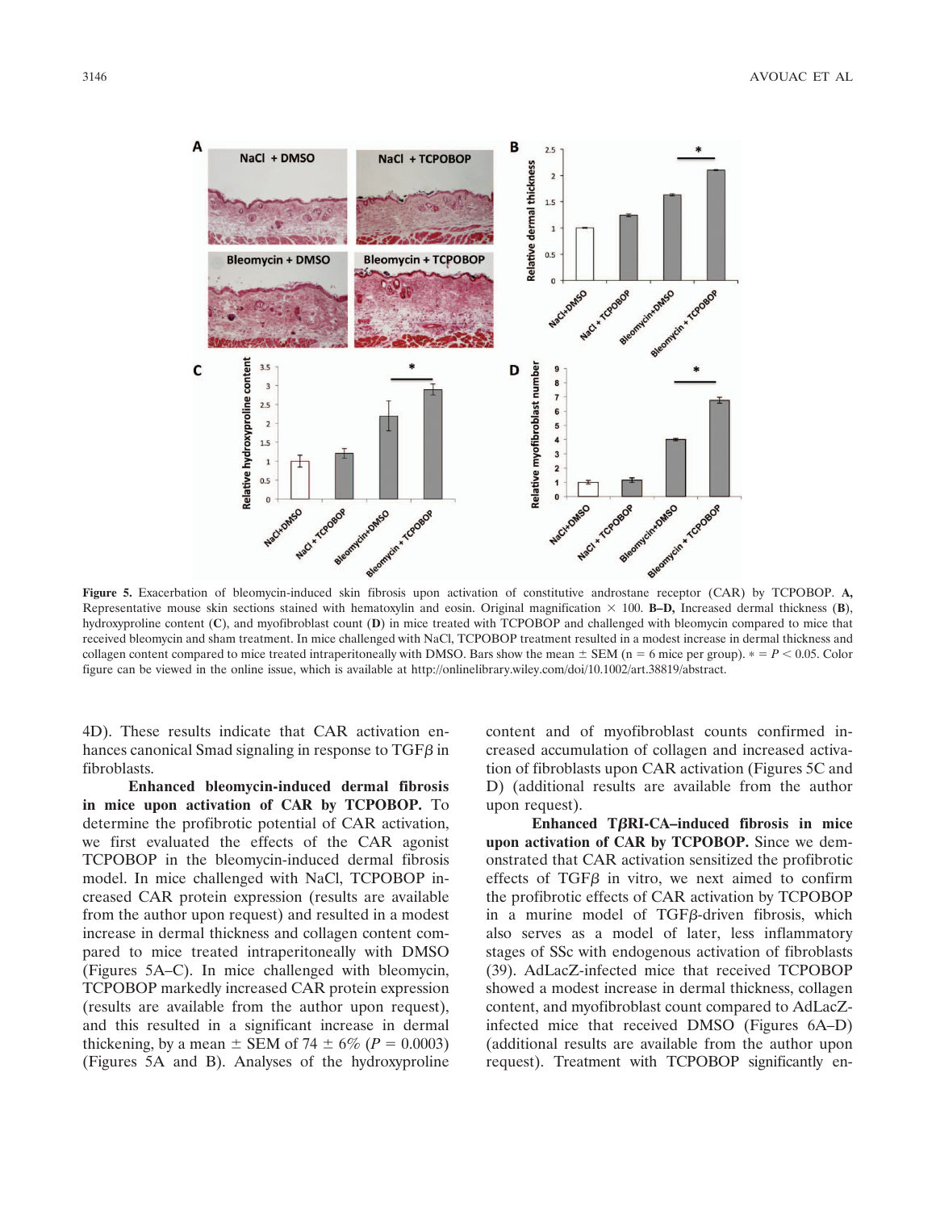**Figure 5.** Exacerbation of bleomycin-induced skin fibrosis upon activation of constitutive androstane receptor (CAR) by TCPOBOP. **A,** Representative mouse skin sections stained with hematoxylin and eosin. Original magnification × 100. **B–D,** Increased dermal thickness (**B**), hydroxyproline content (**C**), and myofibroblast count (**D**) in mice treated with TCPOBOP and challenged with bleomycin compared to mice that received bleomycin and sham treatment. In mice challenged with NaCl, TCPOBOP treatment resulted in a modest increase in dermal thickness and collagen content compared to mice treated intraperitoneally with DMSO. Bars show the mean ± SEM (n = 6 mice per group). * = $P < 0.05$. Color figure can be viewed in the online issue, which is available at http://onlinelibrary.wiley.com/doi/10.1002/art.38819/abstract.

4D). These results indicate that CAR activation enhances canonical Smad signaling in response to TGF$\beta$ in fibroblasts.

**Enhanced bleomycin-induced dermal fibrosis in mice upon activation of CAR by TCPOBOP.** To determine the profibrotic potential of CAR activation, we first evaluated the effects of the CAR agonist TCPOBOP in the bleomycin-induced dermal fibrosis model. In mice challenged with NaCl, TCPOBOP increased CAR protein expression (results are available from the author upon request) and resulted in a modest increase in dermal thickness and collagen content compared to mice treated intraperitoneally with DMSO (Figures 5A–C). In mice challenged with bleomycin, TCPOBOP markedly increased CAR protein expression (results are available from the author upon request), and this resulted in a significant increase in dermal thickening, by a mean ± SEM of 74 ± 6% ($P = 0.0003$) (Figures 5A and B). Analyses of the hydroxyproline content and of myofibroblast counts confirmed increased accumulation of collagen and increased activation of fibroblasts upon CAR activation (Figures 5C and D) (additional results are available from the author upon request).

**Enhanced T$\beta$RI-CA–induced fibrosis in mice upon activation of CAR by TCPOBOP.** Since we demonstrated that CAR activation sensitized the profibrotic effects of TGF$\beta$ in vitro, we next aimed to confirm the profibrotic effects of CAR activation by TCPOBOP in a murine model of TGF$\beta$-driven fibrosis, which also serves as a model of later, less inflammatory stages of SSc with endogenous activation of fibroblasts (39). AdLacZ-infected mice that received TCPOBOP showed a modest increase in dermal thickness, collagen content, and myofibroblast count compared to AdLacZ-infected mice that received DMSO (Figures 6A–D) (additional results are available from the author upon request). Treatment with TCPOBOP significantly en-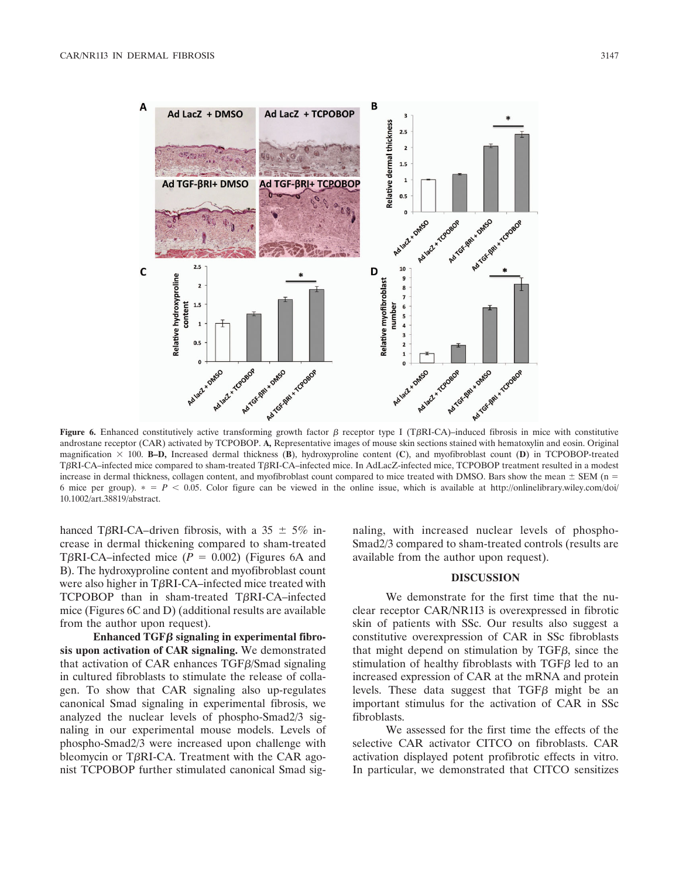**Figure 6.** Enhanced constitutively active transforming growth factor β receptor type I (TβRI-CA)–induced fibrosis in mice with constitutive androstane receptor (CAR) activated by TCPOBOP. **A,** Representative images of mouse skin sections stained with hematoxylin and eosin. Original magnification × 100. **B–D,** Increased dermal thickness (**B**), hydroxyproline content (**C**), and myofibroblast count (**D**) in TCPOBOP-treated TβRI-CA–infected mice compared to sham-treated TβRI-CA–infected mice. In AdLacZ-infected mice, TCPOBOP treatment resulted in a modest increase in dermal thickness, collagen content, and myofibroblast count compared to mice treated with DMSO. Bars show the mean ± SEM (n = 6 mice per group). * = $P < 0.05$. Color figure can be viewed in the online issue, which is available at http://onlinelibrary.wiley.com/doi/10.1002/art.38819/abstract.

hanced TβRI-CA–driven fibrosis, with a 35 ± 5% increase in dermal thickening compared to sham-treated TβRI-CA–infected mice ($P = 0.002$) (Figures 6A and B). The hydroxyproline content and myofibroblast count were also higher in TβRI-CA–infected mice treated with TCPOBOP than in sham-treated TβRI-CA–infected mice (Figures 6C and D) (additional results are available from the author upon request).

**Enhanced TGFβ signaling in experimental fibrosis upon activation of CAR signaling.** We demonstrated that activation of CAR enhances TGFβ/Smad signaling in cultured fibroblasts to stimulate the release of collagen. To show that CAR signaling also up-regulates canonical Smad signaling in experimental fibrosis, we analyzed the nuclear levels of phospho-Smad2/3 signaling in our experimental mouse models. Levels of phospho-Smad2/3 were increased upon challenge with bleomycin or TβRI-CA. Treatment with the CAR agonist TCPOBOP further stimulated canonical Smad signaling, with increased nuclear levels of phospho-Smad2/3 compared to sham-treated controls (results are available from the author upon request).

## DISCUSSION

We demonstrate for the first time that the nuclear receptor CAR/NR1I3 is overexpressed in fibrotic skin of patients with SSc. Our results also suggest a constitutive overexpression of CAR in SSc fibroblasts that might depend on stimulation by TGFβ, since the stimulation of healthy fibroblasts with TGFβ led to an increased expression of CAR at the mRNA and protein levels. These data suggest that TGFβ might be an important stimulus for the activation of CAR in SSc fibroblasts.

We assessed for the first time the effects of the selective CAR activator CITCO on fibroblasts. CAR activation displayed potent profibrotic effects in vitro. In particular, we demonstrated that CITCO sensitizes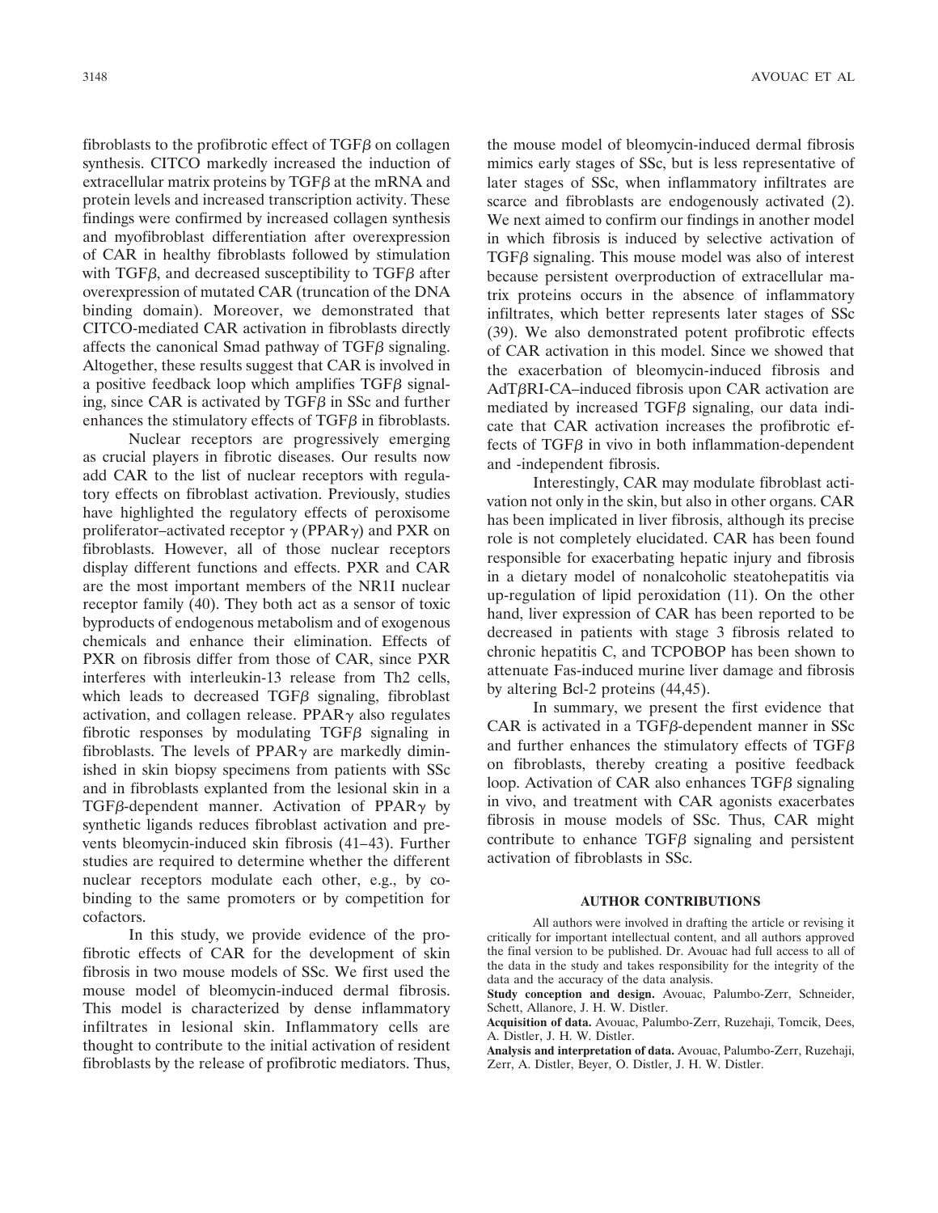fibroblasts to the profibrotic effect of TGF$\beta$ on collagen synthesis. CITCO markedly increased the induction of extracellular matrix proteins by TGF$\beta$ at the mRNA and protein levels and increased transcription activity. These findings were confirmed by increased collagen synthesis and myofibroblast differentiation after overexpression of CAR in healthy fibroblasts followed by stimulation with TGF$\beta$, and decreased susceptibility to TGF$\beta$ after overexpression of mutated CAR (truncation of the DNA binding domain). Moreover, we demonstrated that CITCO-mediated CAR activation in fibroblasts directly affects the canonical Smad pathway of TGF$\beta$ signaling. Altogether, these results suggest that CAR is involved in a positive feedback loop which amplifies TGF$\beta$ signaling, since CAR is activated by TGF$\beta$ in SSc and further enhances the stimulatory effects of TGF$\beta$ in fibroblasts.

Nuclear receptors are progressively emerging as crucial players in fibrotic diseases. Our results now add CAR to the list of nuclear receptors with regulatory effects on fibroblast activation. Previously, studies have highlighted the regulatory effects of peroxisome proliferator–activated receptor $\gamma$ (PPAR$\gamma$) and PXR on fibroblasts. However, all of those nuclear receptors display different functions and effects. PXR and CAR are the most important members of the NR1I nuclear receptor family (40). They both act as a sensor of toxic byproducts of endogenous metabolism and of exogenous chemicals and enhance their elimination. Effects of PXR on fibrosis differ from those of CAR, since PXR interferes with interleukin-13 release from Th2 cells, which leads to decreased TGF$\beta$ signaling, fibroblast activation, and collagen release. PPAR$\gamma$ also regulates fibrotic responses by modulating TGF$\beta$ signaling in fibroblasts. The levels of PPAR$\gamma$ are markedly diminished in skin biopsy specimens from patients with SSc and in fibroblasts explanted from the lesional skin in a TGF$\beta$-dependent manner. Activation of PPAR$\gamma$ by synthetic ligands reduces fibroblast activation and prevents bleomycin-induced skin fibrosis (41–43). Further studies are required to determine whether the different nuclear receptors modulate each other, e.g., by cobinding to the same promoters or by competition for cofactors.

In this study, we provide evidence of the profibrotic effects of CAR for the development of skin fibrosis in two mouse models of SSc. We first used the mouse model of bleomycin-induced dermal fibrosis. This model is characterized by dense inflammatory infiltrates in lesional skin. Inflammatory cells are thought to contribute to the initial activation of resident fibroblasts by the release of profibrotic mediators. Thus, the mouse model of bleomycin-induced dermal fibrosis mimics early stages of SSc, but is less representative of later stages of SSc, when inflammatory infiltrates are scarce and fibroblasts are endogenously activated (2). We next aimed to confirm our findings in another model in which fibrosis is induced by selective activation of TGF$\beta$ signaling. This mouse model was also of interest because persistent overproduction of extracellular matrix proteins occurs in the absence of inflammatory infiltrates, which better represents later stages of SSc (39). We also demonstrated potent profibrotic effects of CAR activation in this model. Since we showed that the exacerbation of bleomycin-induced fibrosis and AdT$\beta$RI-CA–induced fibrosis upon CAR activation are mediated by increased TGF$\beta$ signaling, our data indicate that CAR activation increases the profibrotic effects of TGF$\beta$ in vivo in both inflammation-dependent and -independent fibrosis.

Interestingly, CAR may modulate fibroblast activation not only in the skin, but also in other organs. CAR has been implicated in liver fibrosis, although its precise role is not completely elucidated. CAR has been found responsible for exacerbating hepatic injury and fibrosis in a dietary model of nonalcoholic steatohepatitis via up-regulation of lipid peroxidation (11). On the other hand, liver expression of CAR has been reported to be decreased in patients with stage 3 fibrosis related to chronic hepatitis C, and TCPOBOP has been shown to attenuate Fas-induced murine liver damage and fibrosis by altering Bcl-2 proteins (44,45).

In summary, we present the first evidence that CAR is activated in a TGF$\beta$-dependent manner in SSc and further enhances the stimulatory effects of TGF$\beta$ on fibroblasts, thereby creating a positive feedback loop. Activation of CAR also enhances TGF$\beta$ signaling in vivo, and treatment with CAR agonists exacerbates fibrosis in mouse models of SSc. Thus, CAR might contribute to enhance TGF$\beta$ signaling and persistent activation of fibroblasts in SSc.

## AUTHOR CONTRIBUTIONS

All authors were involved in drafting the article or revising it critically for important intellectual content, and all authors approved the final version to be published. Dr. Avouac had full access to all of the data in the study and takes responsibility for the integrity of the data and the accuracy of the data analysis.

**Study conception and design.** Avouac, Palumbo-Zerr, Schneider, Schett, Allanore, J. H. W. Distler.

**Acquisition of data.** Avouac, Palumbo-Zerr, Ruzehaji, Tomcik, Dees, A. Distler, J. H. W. Distler.

**Analysis and interpretation of data.** Avouac, Palumbo-Zerr, Ruzehaji, Zerr, A. Distler, Beyer, O. Distler, J. H. W. Distler.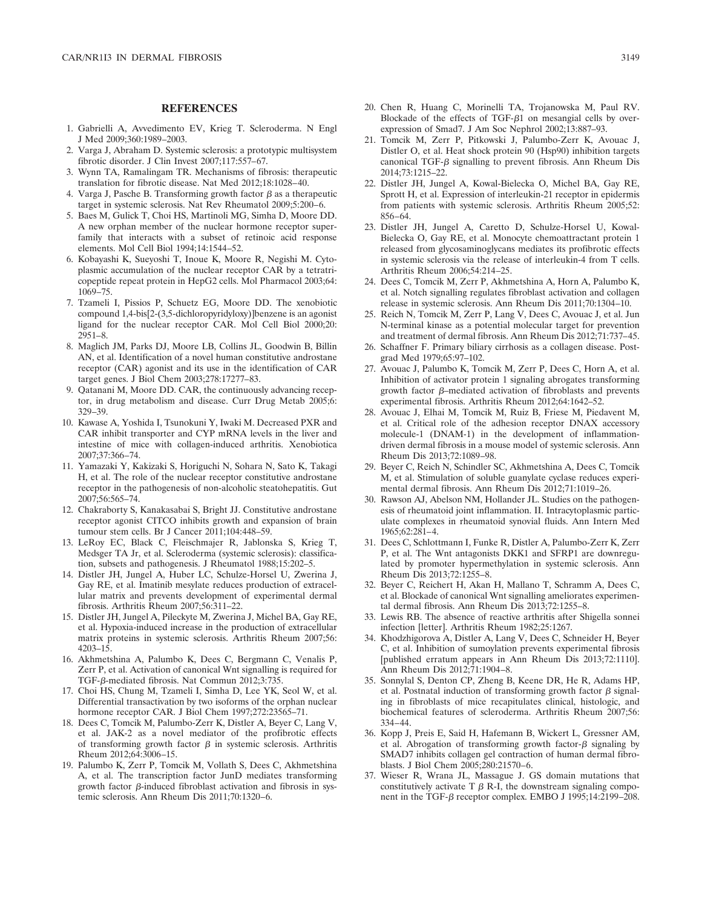## REFERENCES

1. Gabrielli A, Avvedimento EV, Krieg T. Scleroderma. N Engl J Med 2009;360:1989–2003.
2. Varga J, Abraham D. Systemic sclerosis: a prototypic multisystem fibrotic disorder. J Clin Invest 2007;117:557–67.
3. Wynn TA, Ramalingam TR. Mechanisms of fibrosis: therapeutic translation for fibrotic disease. Nat Med 2012;18:1028–40.
4. Varga J, Pasche B. Transforming growth factor $\beta$ as a therapeutic target in systemic sclerosis. Nat Rev Rheumatol 2009;5:200–6.
5. Baes M, Gulick T, Choi HS, Martinoli MG, Simha D, Moore DD. A new orphan member of the nuclear hormone receptor superfamily that interacts with a subset of retinoic acid response elements. Mol Cell Biol 1994;14:1544–52.
6. Kobayashi K, Sueyoshi T, Inoue K, Moore R, Negishi M. Cytoplasmic accumulation of the nuclear receptor CAR by a tetratricopeptide repeat protein in HepG2 cells. Mol Pharmacol 2003;64:1069–75.
7. Tzameli I, Pissios P, Schuetz EG, Moore DD. The xenobiotic compound 1,4-bis[2-(3,5-dichloropyridyloxy)]benzene is an agonist ligand for the nuclear receptor CAR. Mol Cell Biol 2000;20:2951–8.
8. Maglich JM, Parks DJ, Moore LB, Collins JL, Goodwin B, Billin AN, et al. Identification of a novel human constitutive androstane receptor (CAR) agonist and its use in the identification of CAR target genes. J Biol Chem 2003;278:17277–83.
9. Qatanani M, Moore DD. CAR, the continuously advancing receptor, in drug metabolism and disease. Curr Drug Metab 2005;6:329–39.
10. Kawase A, Yoshida I, Tsunokuni Y, Iwaki M. Decreased PXR and CAR inhibit transporter and CYP mRNA levels in the liver and intestine of mice with collagen-induced arthritis. Xenobiotica 2007;37:366–74.
11. Yamazaki Y, Kakizaki S, Horiguchi N, Sohara N, Sato K, Takagi H, et al. The role of the nuclear receptor constitutive androstane receptor in the pathogenesis of non-alcoholic steatohepatitis. Gut 2007;56:565–74.
12. Chakraborty S, Kanakasabai S, Bright JJ. Constitutive androstane receptor agonist CITCO inhibits growth and expansion of brain tumour stem cells. Br J Cancer 2011;104:448–59.
13. LeRoy EC, Black C, Fleischmajer R, Jablonska S, Krieg T, Medsger TA Jr, et al. Scleroderma (systemic sclerosis): classification, subsets and pathogenesis. J Rheumatol 1988;15:202–5.
14. Distler JH, Jungel A, Huber LC, Schulze-Horsel U, Zwerina J, Gay RE, et al. Imatinib mesylate reduces production of extracellular matrix and prevents development of experimental dermal fibrosis. Arthritis Rheum 2007;56:311–22.
15. Distler JH, Jungel A, Pileckyte M, Zwerina J, Michel BA, Gay RE, et al. Hypoxia-induced increase in the production of extracellular matrix proteins in systemic sclerosis. Arthritis Rheum 2007;56:4203–15.
16. Akhmetshina A, Palumbo K, Dees C, Bergmann C, Venalis P, Zerr P, et al. Activation of canonical Wnt signalling is required for TGF-$\beta$-mediated fibrosis. Nat Commun 2012;3:735.
17. Choi HS, Chung M, Tzameli I, Simha D, Lee YK, Seol W, et al. Differential transactivation by two isoforms of the orphan nuclear hormone receptor CAR. J Biol Chem 1997;272:23565–71.
18. Dees C, Tomcik M, Palumbo-Zerr K, Distler A, Beyer C, Lang V, et al. JAK-2 as a novel mediator of the profibrotic effects of transforming growth factor $\beta$ in systemic sclerosis. Arthritis Rheum 2012;64:3006–15.
19. Palumbo K, Zerr P, Tomcik M, Vollath S, Dees C, Akhmetshina A, et al. The transcription factor JunD mediates transforming growth factor $\beta$-induced fibroblast activation and fibrosis in systemic sclerosis. Ann Rheum Dis 2011;70:1320–6.
20. Chen R, Huang C, Morinelli TA, Trojanowska M, Paul RV. Blockade of the effects of TGF-$\beta$1 on mesangial cells by overexpression of Smad7. J Am Soc Nephrol 2002;13:887–93.
21. Tomcik M, Zerr P, Pitkowski J, Palumbo-Zerr K, Avouac J, Distler O, et al. Heat shock protein 90 (Hsp90) inhibition targets canonical TGF-$\beta$ signalling to prevent fibrosis. Ann Rheum Dis 2014;73:1215–22.
22. Distler JH, Jungel A, Kowal-Bielecka O, Michel BA, Gay RE, Sprott H, et al. Expression of interleukin-21 receptor in epidermis from patients with systemic sclerosis. Arthritis Rheum 2005;52:856–64.
23. Distler JH, Jungel A, Caretto D, Schulze-Horsel U, Kowal-Bielecka O, Gay RE, et al. Monocyte chemoattractant protein 1 released from glycosaminoglycans mediates its profibrotic effects in systemic sclerosis via the release of interleukin-4 from T cells. Arthritis Rheum 2006;54:214–25.
24. Dees C, Tomcik M, Zerr P, Akhmetshina A, Horn A, Palumbo K, et al. Notch signalling regulates fibroblast activation and collagen release in systemic sclerosis. Ann Rheum Dis 2011;70:1304–10.
25. Reich N, Tomcik M, Zerr P, Lang V, Dees C, Avouac J, et al. Jun N-terminal kinase as a potential molecular target for prevention and treatment of dermal fibrosis. Ann Rheum Dis 2012;71:737–45.
26. Schaffner F. Primary biliary cirrhosis as a collagen disease. Postgrad Med 1979;65:97–102.
27. Avouac J, Palumbo K, Tomcik M, Zerr P, Dees C, Horn A, et al. Inhibition of activator protein 1 signaling abrogates transforming growth factor $\beta$–mediated activation of fibroblasts and prevents experimental fibrosis. Arthritis Rheum 2012;64:1642–52.
28. Avouac J, Elhai M, Tomcik M, Ruiz B, Friese M, Piedavent M, et al. Critical role of the adhesion receptor DNAX accessory molecule-1 (DNAM-1) in the development of inflammation-driven dermal fibrosis in a mouse model of systemic sclerosis. Ann Rheum Dis 2013;72:1089–98.
29. Beyer C, Reich N, Schindler SC, Akhmetshina A, Dees C, Tomcik M, et al. Stimulation of soluble guanylate cyclase reduces experimental dermal fibrosis. Ann Rheum Dis 2012;71:1019–26.
30. Rawson AJ, Abelson NM, Hollander JL. Studies on the pathogenesis of rheumatoid joint inflammation. II. Intracytoplasmic particulate complexes in rheumatoid synovial fluids. Ann Intern Med 1965;62:281–4.
31. Dees C, Schlottmann I, Funke R, Distler A, Palumbo-Zerr K, Zerr P, et al. The Wnt antagonists DKK1 and SFRP1 are downregulated by promoter hypermethylation in systemic sclerosis. Ann Rheum Dis 2013;72:1255–8.
32. Beyer C, Reichert H, Akan H, Mallano T, Schramm A, Dees C, et al. Blockade of canonical Wnt signalling ameliorates experimental dermal fibrosis. Ann Rheum Dis 2013;72:1255–8.
33. Lewis RB. The absence of reactive arthritis after Shigella sonnei infection [letter]. Arthritis Rheum 1982;25:1267.
34. Khodzhigorova A, Distler A, Lang V, Dees C, Schneider H, Beyer C, et al. Inhibition of sumoylation prevents experimental fibrosis [published erratum appears in Ann Rheum Dis 2013;72:1110]. Ann Rheum Dis 2012;71:1904–8.
35. Sonnylal S, Denton CP, Zheng B, Keene DR, He R, Adams HP, et al. Postnatal induction of transforming growth factor $\beta$ signaling in fibroblasts of mice recapitulates clinical, histologic, and biochemical features of scleroderma. Arthritis Rheum 2007;56:334–44.
36. Kopp J, Preis E, Said H, Hafemann B, Wickert L, Gressner AM, et al. Abrogation of transforming growth factor-$\beta$ signaling by SMAD7 inhibits collagen gel contraction of human dermal fibroblasts. J Biol Chem 2005;280:21570–6.
37. Wieser R, Wrana JL, Massague J. GS domain mutations that constitutively activate T $\beta$ R-I, the downstream signaling component in the TGF-$\beta$ receptor complex. EMBO J 1995;14:2199–208.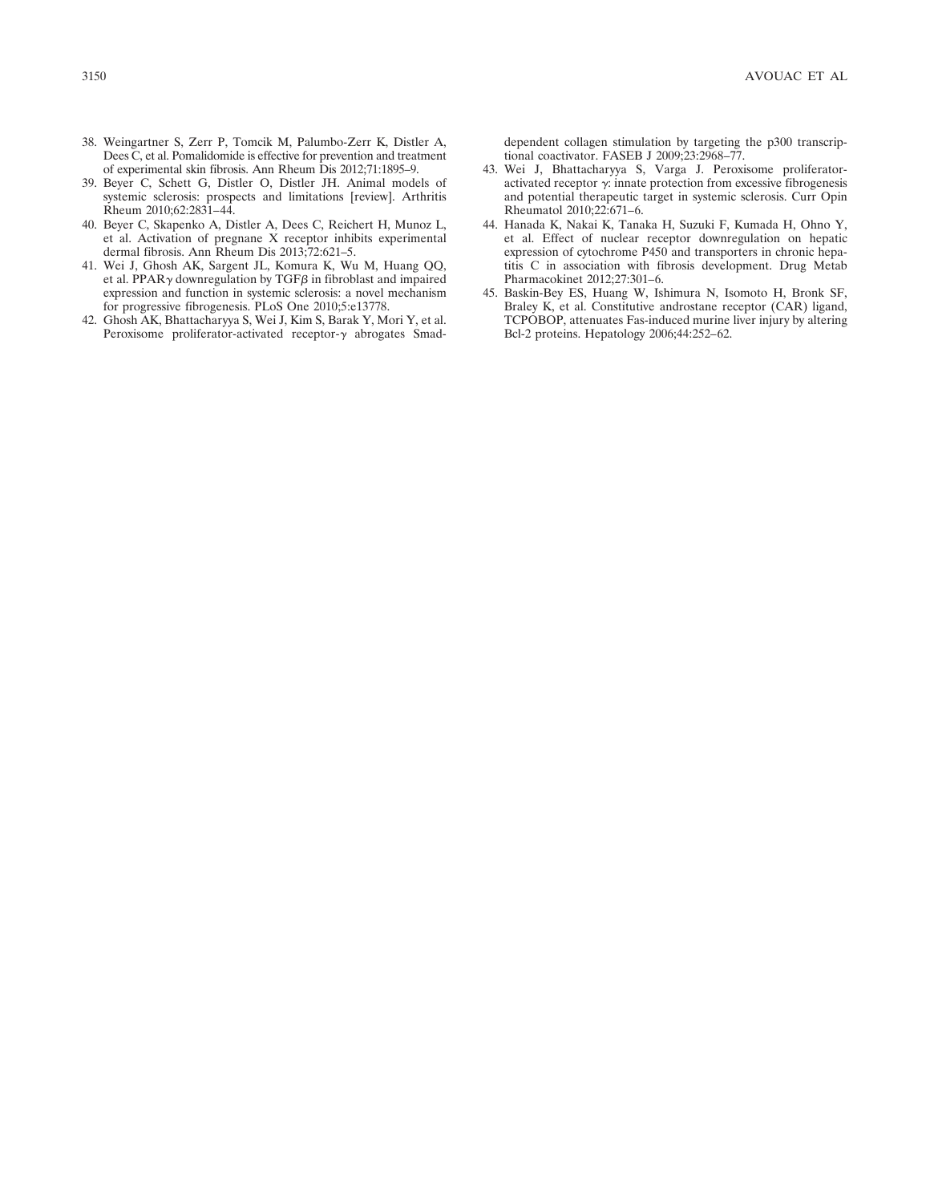38. Weingartner S, Zerr P, Tomcik M, Palumbo-Zerr K, Distler A, Dees C, et al. Pomalidomide is effective for prevention and treatment of experimental skin fibrosis. Ann Rheum Dis 2012;71:1895–9.
39. Beyer C, Schett G, Distler O, Distler JH. Animal models of systemic sclerosis: prospects and limitations [review]. Arthritis Rheum 2010;62:2831–44.
40. Beyer C, Skapenko A, Distler A, Dees C, Reichert H, Munoz L, et al. Activation of pregnane X receptor inhibits experimental dermal fibrosis. Ann Rheum Dis 2013;72:621–5.
41. Wei J, Ghosh AK, Sargent JL, Komura K, Wu M, Huang QQ, et al. PPAR$\gamma$ downregulation by TGF$\beta$ in fibroblast and impaired expression and function in systemic sclerosis: a novel mechanism for progressive fibrogenesis. PLoS One 2010;5:e13778.
42. Ghosh AK, Bhattacharyya S, Wei J, Kim S, Barak Y, Mori Y, et al. Peroxisome proliferator-activated receptor-$\gamma$ abrogates Smad-dependent collagen stimulation by targeting the p300 transcriptional coactivator. FASEB J 2009;23:2968–77.
43. Wei J, Bhattacharyya S, Varga J. Peroxisome proliferator-activated receptor $\gamma$: innate protection from excessive fibrogenesis and potential therapeutic target in systemic sclerosis. Curr Opin Rheumatol 2010;22:671–6.
44. Hanada K, Nakai K, Tanaka H, Suzuki F, Kumada H, Ohno Y, et al. Effect of nuclear receptor downregulation on hepatic expression of cytochrome P450 and transporters in chronic hepatitis C in association with fibrosis development. Drug Metab Pharmacokinet 2012;27:301–6.
45. Baskin-Bey ES, Huang W, Ishimura N, Isomoto H, Bronk SF, Braley K, et al. Constitutive androstane receptor (CAR) ligand, TCPOBOP, attenuates Fas-induced murine liver injury by altering Bcl-2 proteins. Hepatology 2006;44:252–62.